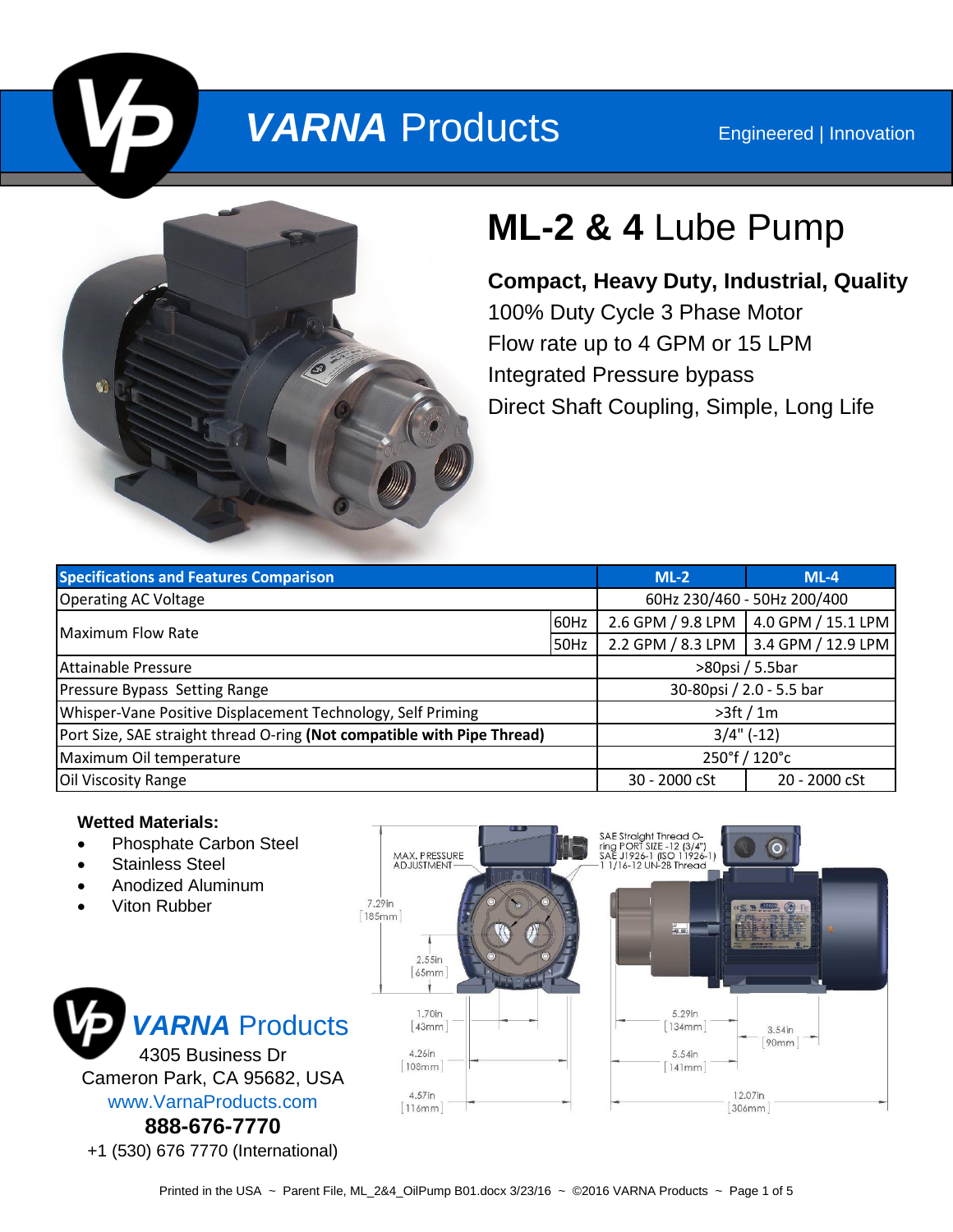# VARNA Products

Engineered | Innovation

# ML-2 & 4 Lube Pump

**Compact, Heavy Duty, Industrial, Quality**

100% Duty Cycle 3 Phase Motor

Flow rate up to 4 GPM or 15 LPM

Integrated Pressure bypass

Direct Shaft Coupling, Simple, Long Life

| Specifications and Features Comparison | | ML-2 | ML-4 |
|---|---|---|---|
| Operating AC Voltage | | 60Hz 230/460 - 50Hz 200/400 | |
| Maximum Flow Rate | 60Hz | 2.6 GPM / 9.8 LPM | 4.0 GPM / 15.1 LPM |
| | 50Hz | 2.2 GPM / 8.3 LPM | 3.4 GPM / 12.9 LPM |
| Attainable Pressure | | >80psi / 5.5bar | |
| Pressure Bypass Setting Range | | 30-80psi / 2.0 - 5.5 bar | |
| Whisper-Vane Positive Displacement Technology, Self Priming | | >3ft / 1m | |
| Port Size, SAE straight thread O-ring **(Not compatible with Pipe Thread)** | | 3/4" (-12) | |
| Maximum Oil temperature | | 250°f / 120°c | |
| Oil Viscosity Range | | 30 - 2000 cSt | 20 - 2000 cSt |

**Wetted Materials:**

- Phosphate Carbon Steel
- Stainless Steel
- Anodized Aluminum
- Viton Rubber

MAX. PRESSURE ADJUSTMENT

SAE Straight Thread O-ring PORT SIZE -12 (3/4") SAE J1926-1 (ISO 11926-1) 1 1/16-12 UN-2B Thread

7.29in [185mm]

2.55in [65mm]

1.70in [43mm]

4.26in [108mm]

4.57in [116mm]

5.29in [134mm]

3.54in [90mm]

5.54in [141mm]

12.07in [306mm]

**VARNA Products**
4305 Business Dr
Cameron Park, CA 95682, USA
www.VarnaProducts.com
**888-676-7770**
+1 (530) 676 7770 (International)

Printed in the USA ~ Parent File, ML_2&4_OilPump B01.docx 3/23/16 ~ ©2016 VARNA Products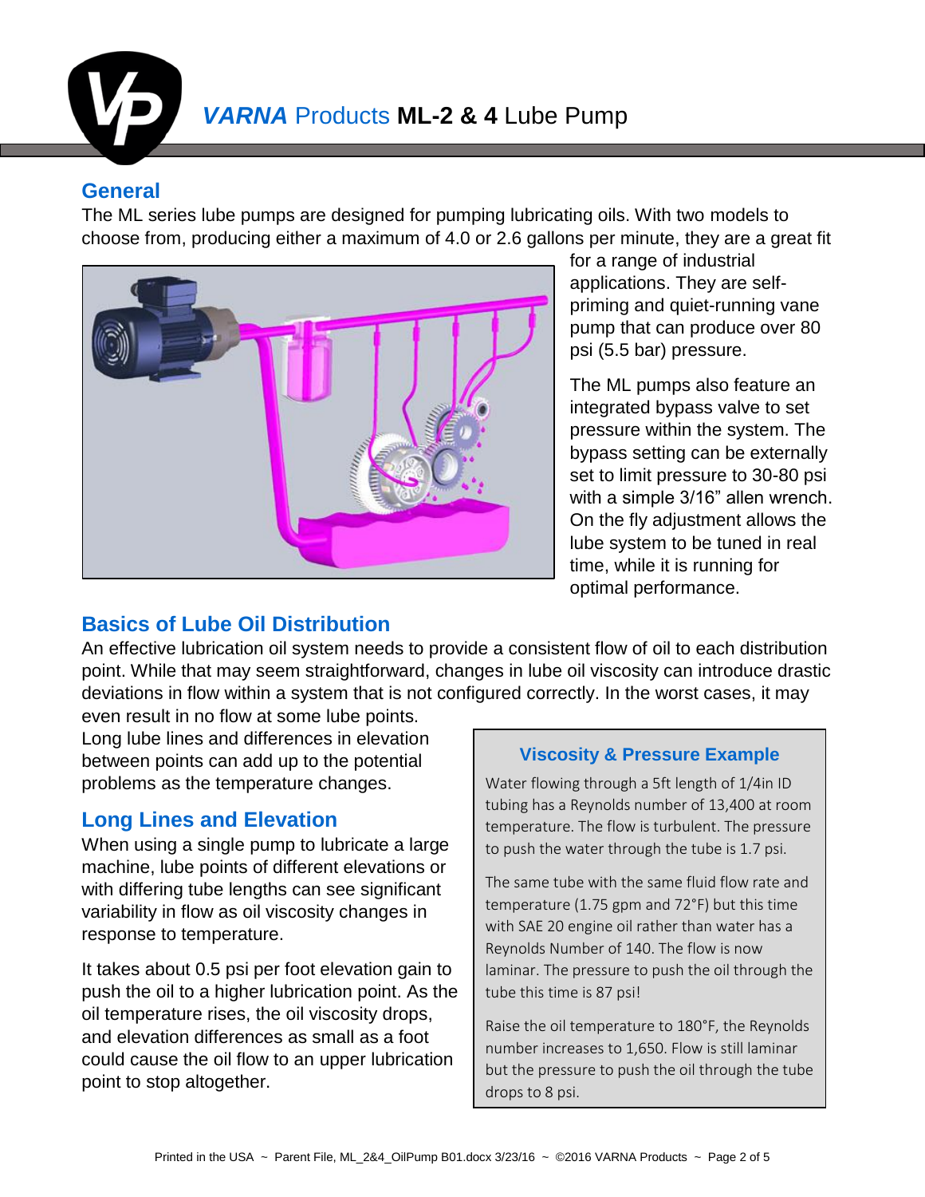# *VARNA* Products **ML-2 & 4** Lube Pump

## General

The ML series lube pumps are designed for pumping lubricating oils. With two models to choose from, producing either a maximum of 4.0 or 2.6 gallons per minute, they are a great fit for a range of industrial applications. They are self-priming and quiet-running vane pump that can produce over 80 psi (5.5 bar) pressure.

The ML pumps also feature an integrated bypass valve to set pressure within the system. The bypass setting can be externally set to limit pressure to 30-80 psi with a simple 3/16" allen wrench. On the fly adjustment allows the lube system to be tuned in real time, while it is running for optimal performance.

## Basics of Lube Oil Distribution

An effective lubrication oil system needs to provide a consistent flow of oil to each distribution point. While that may seem straightforward, changes in lube oil viscosity can introduce drastic deviations in flow within a system that is not configured correctly. In the worst cases, it may even result in no flow at some lube points. Long lube lines and differences in elevation between points can add up to the potential problems as the temperature changes.

## Long Lines and Elevation

When using a single pump to lubricate a large machine, lube points of different elevations or with differing tube lengths can see significant variability in flow as oil viscosity changes in response to temperature.

It takes about 0.5 psi per foot elevation gain to push the oil to a higher lubrication point. As the oil temperature rises, the oil viscosity drops, and elevation differences as small as a foot could cause the oil flow to an upper lubrication point to stop altogether.

### Viscosity & Pressure Example

Water flowing through a 5ft length of 1/4in ID tubing has a Reynolds number of 13,400 at room temperature. The flow is turbulent. The pressure to push the water through the tube is 1.7 psi.

The same tube with the same fluid flow rate and temperature (1.75 gpm and 72°F) but this time with SAE 20 engine oil rather than water has a Reynolds Number of 140. The flow is now laminar. The pressure to push the oil through the tube this time is 87 psi!

Raise the oil temperature to 180°F, the Reynolds number increases to 1,650. Flow is still laminar but the pressure to push the oil through the tube drops to 8 psi.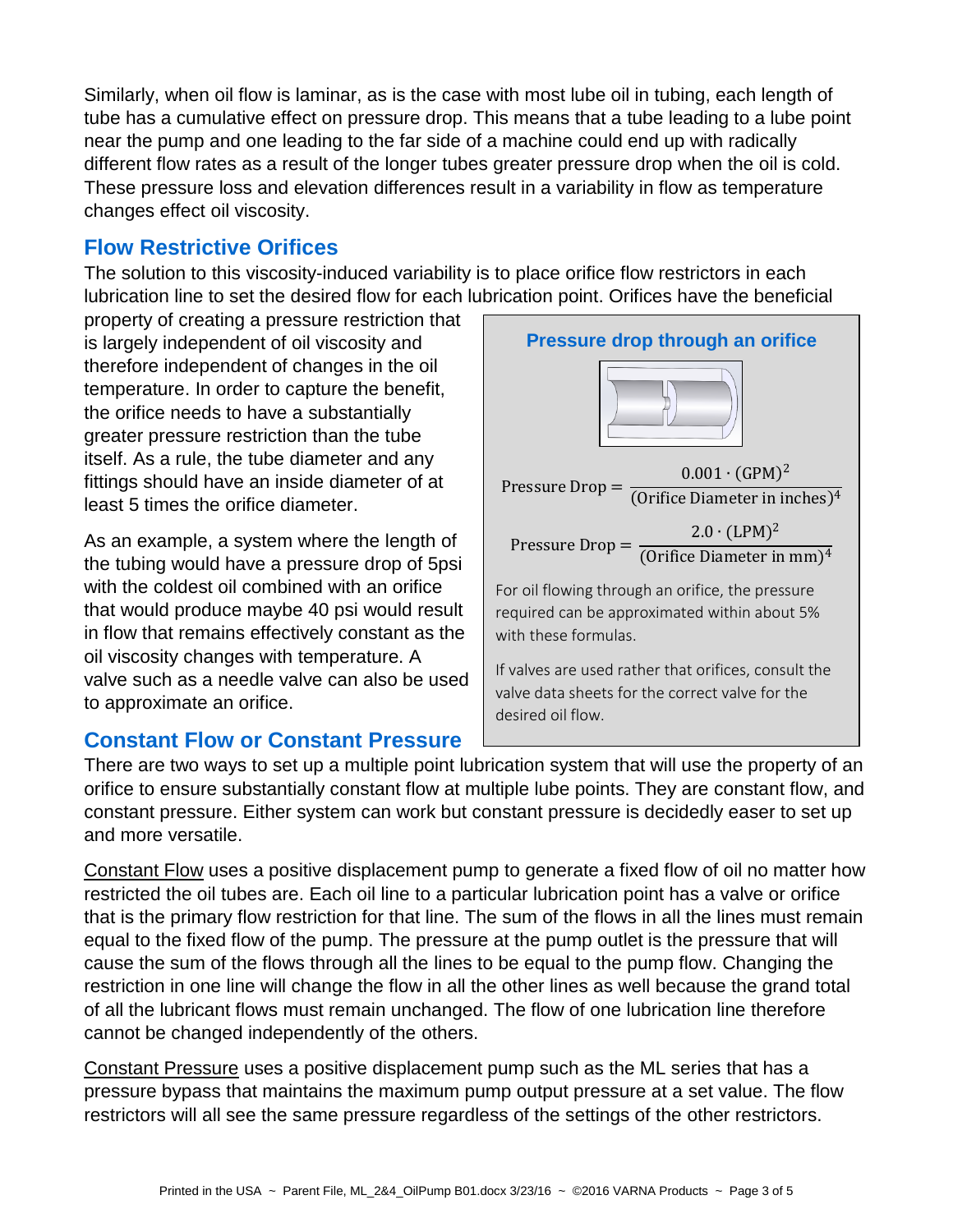Similarly, when oil flow is laminar, as is the case with most lube oil in tubing, each length of tube has a cumulative effect on pressure drop. This means that a tube leading to a lube point near the pump and one leading to the far side of a machine could end up with radically different flow rates as a result of the longer tubes greater pressure drop when the oil is cold. These pressure loss and elevation differences result in a variability in flow as temperature changes effect oil viscosity.

## Flow Restrictive Orifices

The solution to this viscosity-induced variability is to place orifice flow restrictors in each lubrication line to set the desired flow for each lubrication point. Orifices have the beneficial property of creating a pressure restriction that is largely independent of oil viscosity and therefore independent of changes in the oil temperature. In order to capture the benefit, the orifice needs to have a substantially greater pressure restriction than the tube itself. As a rule, the tube diameter and any fittings should have an inside diameter of at least 5 times the orifice diameter.

As an example, a system where the length of the tubing would have a pressure drop of 5psi with the coldest oil combined with an orifice that would produce maybe 40 psi would result in flow that remains effectively constant as the oil viscosity changes with temperature. A valve such as a needle valve can also be used to approximate an orifice.

### Pressure drop through an orifice

$$\text{Pressure Drop} = \frac{0.001 \cdot (\text{GPM})^2}{(\text{Orifice Diameter in inches})^4}$$

$$\text{Pressure Drop} = \frac{2.0 \cdot (\text{LPM})^2}{(\text{Orifice Diameter in mm})^4}$$

For oil flowing through an orifice, the pressure required can be approximated within about 5% with these formulas.

If valves are used rather that orifices, consult the valve data sheets for the correct valve for the desired oil flow.

## Constant Flow or Constant Pressure

There are two ways to set up a multiple point lubrication system that will use the property of an orifice to ensure substantially constant flow at multiple lube points. They are constant flow, and constant pressure. Either system can work but constant pressure is decidedly easer to set up and more versatile.

Constant Flow uses a positive displacement pump to generate a fixed flow of oil no matter how restricted the oil tubes are. Each oil line to a particular lubrication point has a valve or orifice that is the primary flow restriction for that line. The sum of the flows in all the lines must remain equal to the fixed flow of the pump. The pressure at the pump outlet is the pressure that will cause the sum of the flows through all the lines to be equal to the pump flow. Changing the restriction in one line will change the flow in all the other lines as well because the grand total of all the lubricant flows must remain unchanged. The flow of one lubrication line therefore cannot be changed independently of the others.

Constant Pressure uses a positive displacement pump such as the ML series that has a pressure bypass that maintains the maximum pump output pressure at a set value. The flow restrictors will all see the same pressure regardless of the settings of the other restrictors.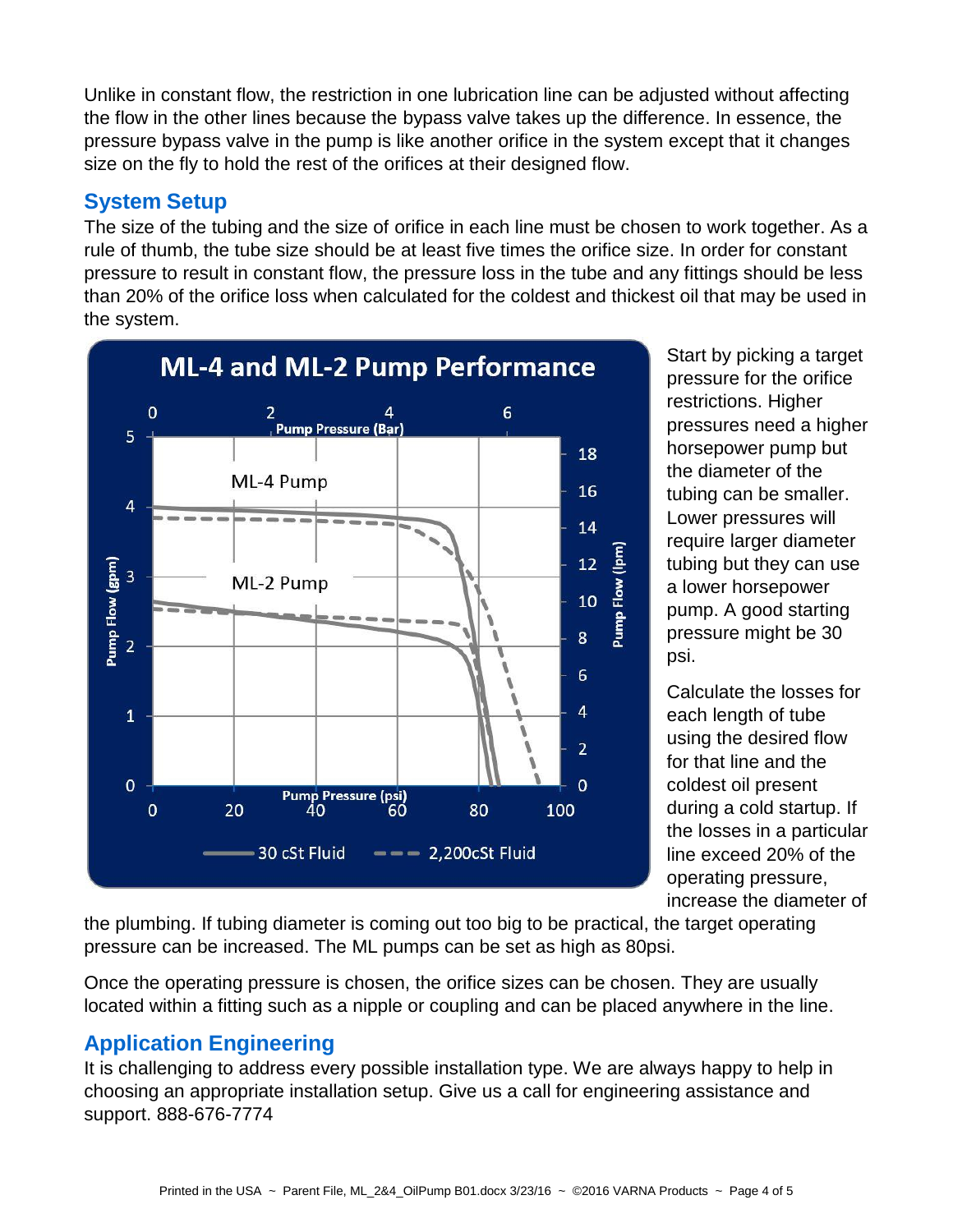Unlike in constant flow, the restriction in one lubrication line can be adjusted without affecting the flow in the other lines because the bypass valve takes up the difference. In essence, the pressure bypass valve in the pump is like another orifice in the system except that it changes size on the fly to hold the rest of the orifices at their designed flow.

## System Setup

The size of the tubing and the size of orifice in each line must be chosen to work together. As a rule of thumb, the tube size should be at least five times the orifice size. In order for constant pressure to result in constant flow, the pressure loss in the tube and any fittings should be less than 20% of the orifice loss when calculated for the coldest and thickest oil that may be used in the system.

Start by picking a target pressure for the orifice restrictions. Higher pressures need a higher horsepower pump but the diameter of the tubing can be smaller. Lower pressures will require larger diameter tubing but they can use a lower horsepower pump. A good starting pressure might be 30 psi.

Calculate the losses for each length of tube using the desired flow for that line and the coldest oil present during a cold startup. If the losses in a particular line exceed 20% of the operating pressure, increase the diameter of the plumbing. If tubing diameter is coming out too big to be practical, the target operating pressure can be increased. The ML pumps can be set as high as 80psi.

Once the operating pressure is chosen, the orifice sizes can be chosen. They are usually located within a fitting such as a nipple or coupling and can be placed anywhere in the line.

## Application Engineering

It is challenging to address every possible installation type. We are always happy to help in choosing an appropriate installation setup. Give us a call for engineering assistance and support. 888-676-7774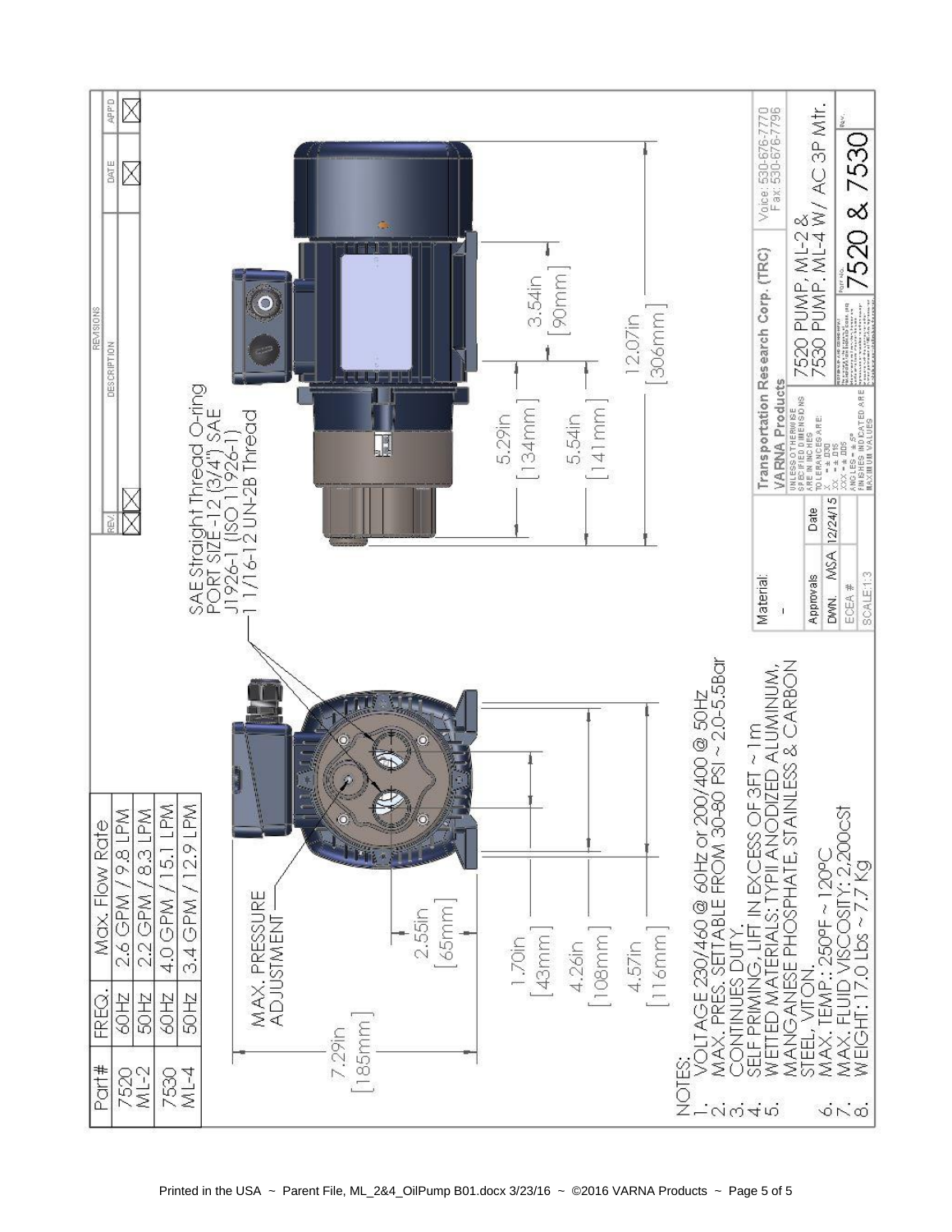| Part# | FREQ. | Max. Flow Rate |
|---|---|---|
| 7520 ML-2 | 60Hz | 2.6 GPM / 9.8 LPM |
| | 50Hz | 2.2 GPM / 8.3 LPM |
| 7530 ML-4 | 60Hz | 4.0 GPM / 15.1 LPM |
| | 50Hz | 3.4 GPM / 12.9 LPM |

MAX. PRESSURE ADJUSTMENT

SAE Straight Thread O-ring PORT SIZE -12 (3/4") SAE J1926-1 (ISO 11926-1) 1 1/16-12 UN-2B Thread

7.29in [185mm]

2.55in [65mm]

1.70in [43mm]

4.26in [108mm]

4.57in [116mm]

5.29in [134mm]

5.54in [141mm]

3.54in [90mm]

12.07in [306mm]

NOTES:

1. VOLTAGE 230/460 @ 60Hz or 200/400 @ 50Hz
2. MAX. PRES. SETTABLE FROM 30-80 PSI ~ 2.0-5.5Bar
3. CONTINUES DUTY.
4. SELF PRIMING, LIFT IN EXCESS OF 3FT ~ 1m
5. WETTED MATERIALS: TYPII ANODIZED ALUMINUM, MANGANESE PHOSPHATE, STAINLESS & CARBON STEEL, VITON.
6. MAX. TEMP.: 250ºF ~ 120ºC
7. MAX. FLUID VISCOSITY: 2,200cSt
8. WEIGHT: 17.0 Lbs ~ 7.7 Kg

| REV. | DESCRIPTION | DATE | APP'D |
|---|---|---|---|
| | | | |

Material: -

| Approvals | | Date |
|---|---|---|
| DWN. | MSA | 12/24/15 |
| ECEA # | | |
| SCALE: 1:3 | | |

UNLESS OTHERWISE SPECIFIED DIMENSIONS ARE IN INCHES
TOLERANCES ARE:
X = ± .030
XX = ± .015
XXX = ± .005
ANGLES = ± .5°
FINISHES INDICATED ARE MAXIMUM VALUES

**Transportation Research Corp. (TRC)**
**VARNA Products**
Voice: 530-676-7770
Fax: 530-676-7796

7520 PUMP, ML-2 &
7530 PUMP, ML-4 W/ AC 3P Mtr.

Part No. 7520 & 7530